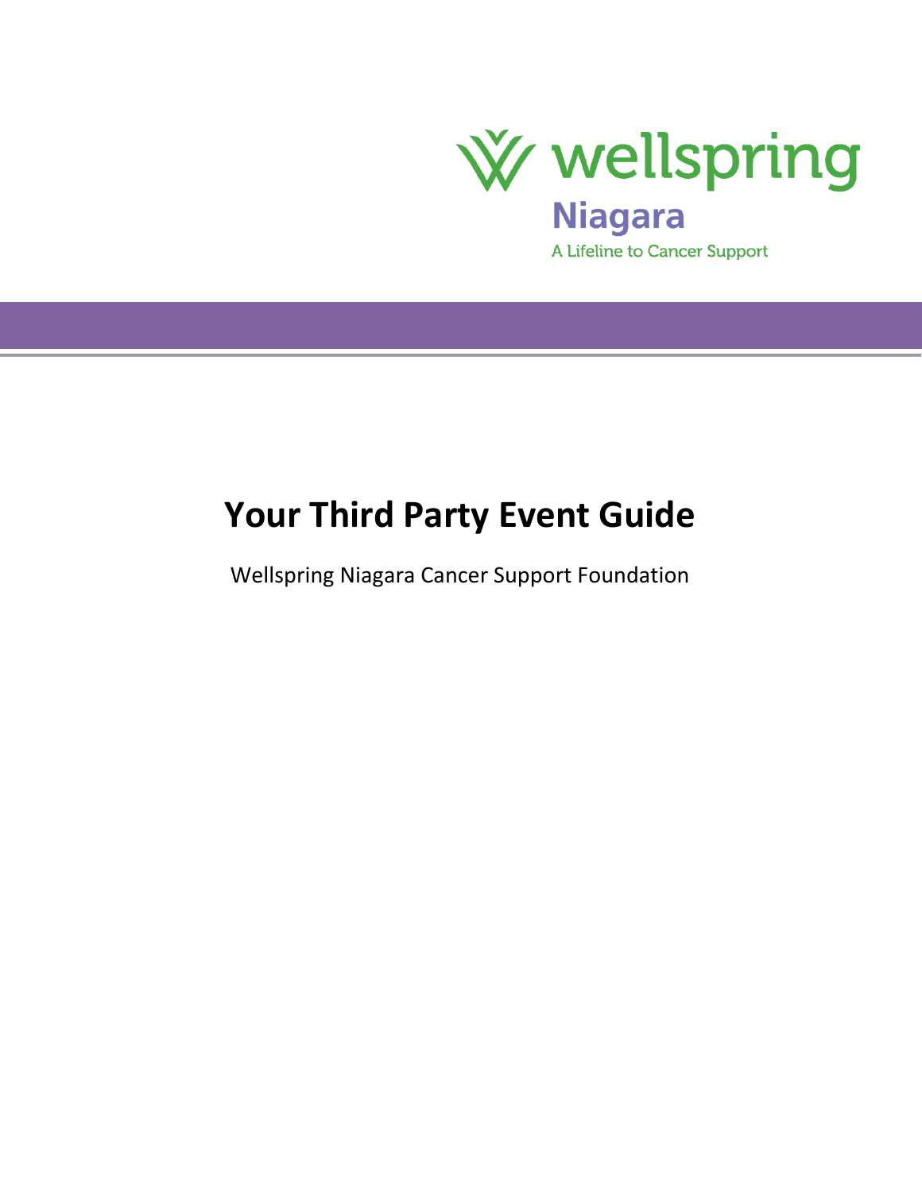wellspring
Niagara
A Lifeline to Cancer Support

# Your Third Party Event Guide

Wellspring Niagara Cancer Support Foundation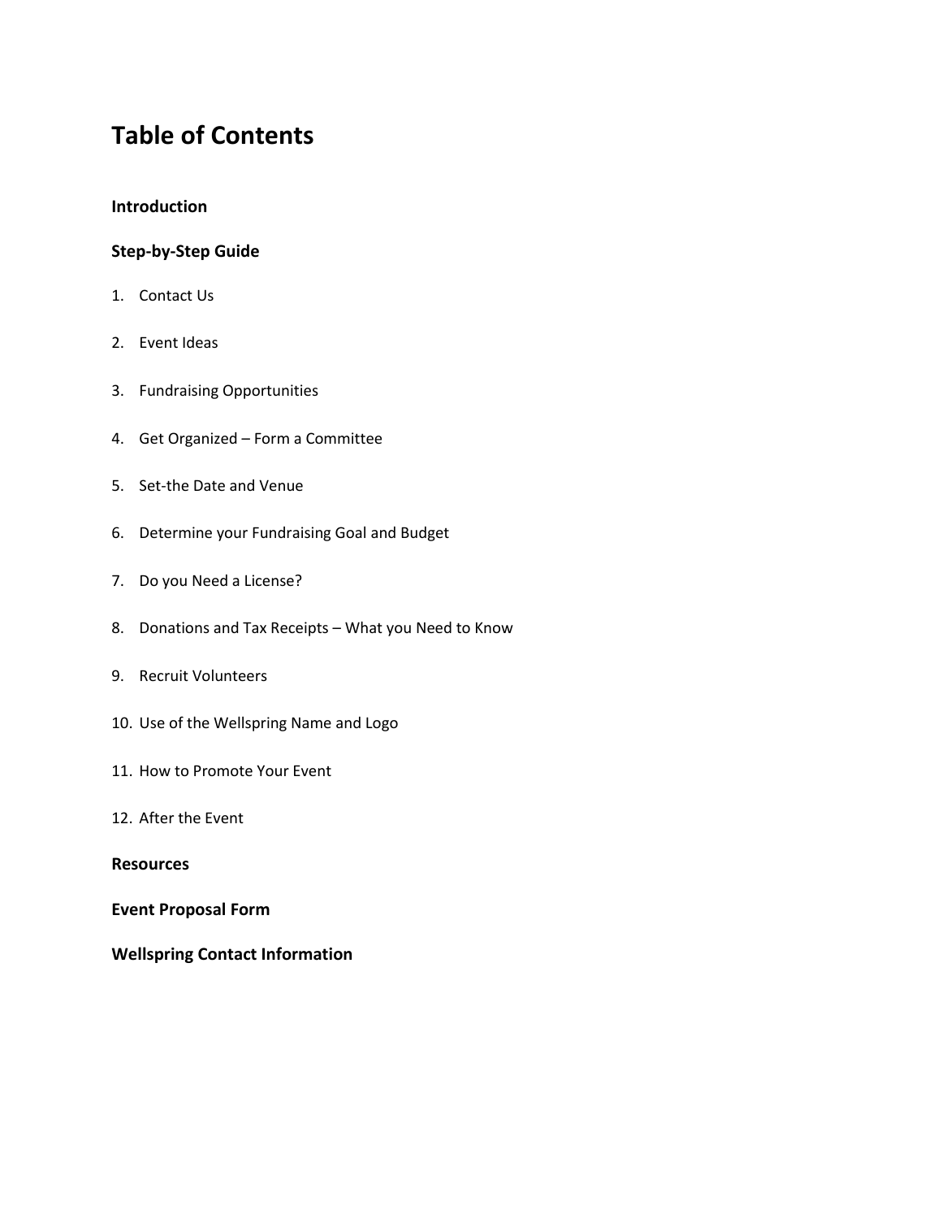# Table of Contents

**Introduction**

**Step-by-Step Guide**

1. Contact Us
2. Event Ideas
3. Fundraising Opportunities
4. Get Organized – Form a Committee
5. Set-the Date and Venue
6. Determine your Fundraising Goal and Budget
7. Do you Need a License?
8. Donations and Tax Receipts – What you Need to Know
9. Recruit Volunteers
10. Use of the Wellspring Name and Logo
11. How to Promote Your Event
12. After the Event

**Resources**

**Event Proposal Form**

**Wellspring Contact Information**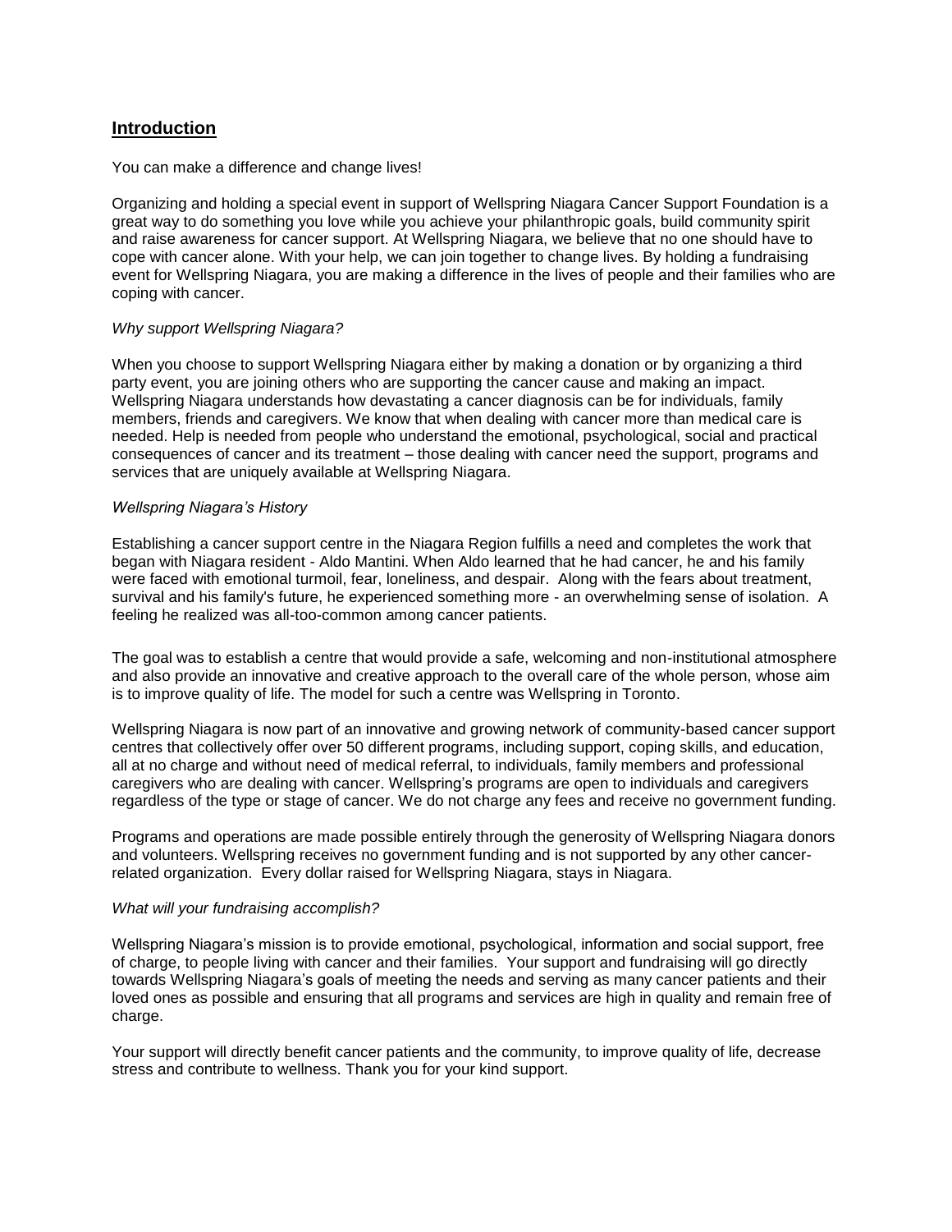## **Introduction**

You can make a difference and change lives!

Organizing and holding a special event in support of Wellspring Niagara Cancer Support Foundation is a great way to do something you love while you achieve your philanthropic goals, build community spirit and raise awareness for cancer support. At Wellspring Niagara, we believe that no one should have to cope with cancer alone. With your help, we can join together to change lives. By holding a fundraising event for Wellspring Niagara, you are making a difference in the lives of people and their families who are coping with cancer.

*Why support Wellspring Niagara?*

When you choose to support Wellspring Niagara either by making a donation or by organizing a third party event, you are joining others who are supporting the cancer cause and making an impact. Wellspring Niagara understands how devastating a cancer diagnosis can be for individuals, family members, friends and caregivers. We know that when dealing with cancer more than medical care is needed. Help is needed from people who understand the emotional, psychological, social and practical consequences of cancer and its treatment – those dealing with cancer need the support, programs and services that are uniquely available at Wellspring Niagara.

*Wellspring Niagara's History*

Establishing a cancer support centre in the Niagara Region fulfills a need and completes the work that began with Niagara resident - Aldo Mantini. When Aldo learned that he had cancer, he and his family were faced with emotional turmoil, fear, loneliness, and despair. Along with the fears about treatment, survival and his family's future, he experienced something more - an overwhelming sense of isolation. A feeling he realized was all-too-common among cancer patients.

The goal was to establish a centre that would provide a safe, welcoming and non-institutional atmosphere and also provide an innovative and creative approach to the overall care of the whole person, whose aim is to improve quality of life. The model for such a centre was Wellspring in Toronto.

Wellspring Niagara is now part of an innovative and growing network of community-based cancer support centres that collectively offer over 50 different programs, including support, coping skills, and education, all at no charge and without need of medical referral, to individuals, family members and professional caregivers who are dealing with cancer. Wellspring's programs are open to individuals and caregivers regardless of the type or stage of cancer. We do not charge any fees and receive no government funding.

Programs and operations are made possible entirely through the generosity of Wellspring Niagara donors and volunteers. Wellspring receives no government funding and is not supported by any other cancer-related organization. Every dollar raised for Wellspring Niagara, stays in Niagara.

*What will your fundraising accomplish?*

Wellspring Niagara's mission is to provide emotional, psychological, information and social support, free of charge, to people living with cancer and their families. Your support and fundraising will go directly towards Wellspring Niagara's goals of meeting the needs and serving as many cancer patients and their loved ones as possible and ensuring that all programs and services are high in quality and remain free of charge.

Your support will directly benefit cancer patients and the community, to improve quality of life, decrease stress and contribute to wellness. Thank you for your kind support.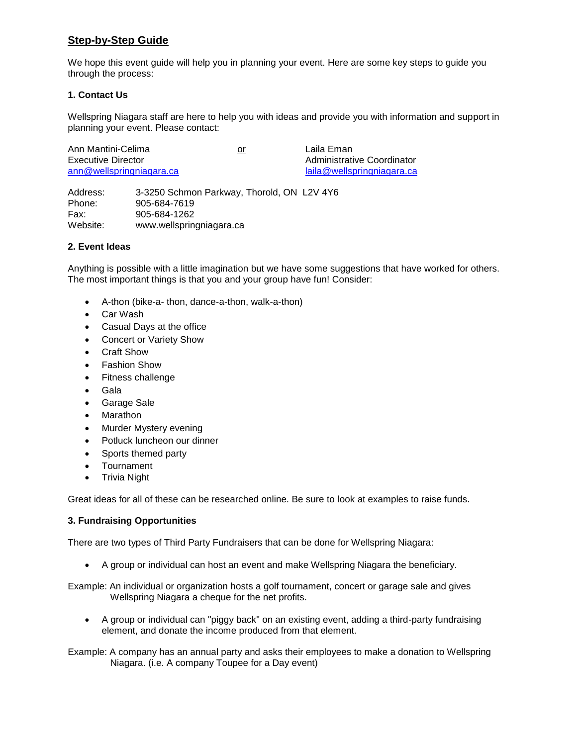## Step-by-Step Guide

We hope this event guide will help you in planning your event. Here are some key steps to guide you through the process:

### 1. Contact Us

Wellspring Niagara staff are here to help you with ideas and provide you with information and support in planning your event. Please contact:

Ann Mantini-Celima
Executive Director
ann@wellspringniagara.ca

or

Laila Eman
Administrative Coordinator
laila@wellspringniagara.ca

Address: 3-3250 Schmon Parkway, Thorold, ON L2V 4Y6
Phone: 905-684-7619
Fax: 905-684-1262
Website: www.wellspringniagara.ca

### 2. Event Ideas

Anything is possible with a little imagination but we have some suggestions that have worked for others. The most important things is that you and your group have fun! Consider:

- A-thon (bike-a- thon, dance-a-thon, walk-a-thon)
- Car Wash
- Casual Days at the office
- Concert or Variety Show
- Craft Show
- Fashion Show
- Fitness challenge
- Gala
- Garage Sale
- Marathon
- Murder Mystery evening
- Potluck luncheon our dinner
- Sports themed party
- Tournament
- Trivia Night

Great ideas for all of these can be researched online. Be sure to look at examples to raise funds.

### 3. Fundraising Opportunities

There are two types of Third Party Fundraisers that can be done for Wellspring Niagara:

- A group or individual can host an event and make Wellspring Niagara the beneficiary.

Example: An individual or organization hosts a golf tournament, concert or garage sale and gives Wellspring Niagara a cheque for the net profits.

- A group or individual can "piggy back" on an existing event, adding a third-party fundraising element, and donate the income produced from that element.

Example: A company has an annual party and asks their employees to make a donation to Wellspring Niagara. (i.e. A company Toupee for a Day event)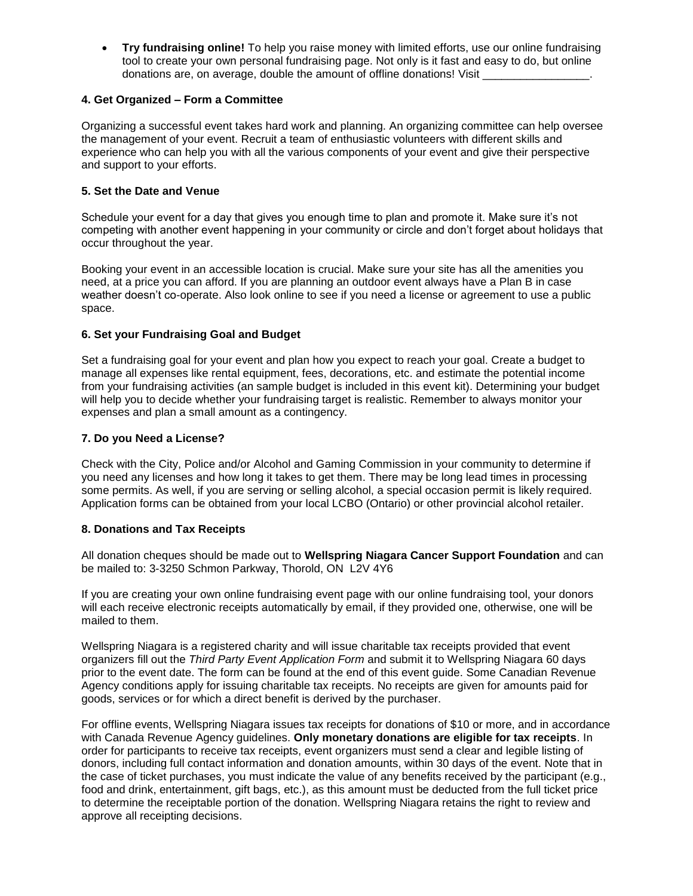- **Try fundraising online!** To help you raise money with limited efforts, use our online fundraising tool to create your own personal fundraising page. Not only is it fast and easy to do, but online donations are, on average, double the amount of offline donations! Visit _________________.

### 4. Get Organized – Form a Committee

Organizing a successful event takes hard work and planning. An organizing committee can help oversee the management of your event. Recruit a team of enthusiastic volunteers with different skills and experience who can help you with all the various components of your event and give their perspective and support to your efforts.

### 5. Set the Date and Venue

Schedule your event for a day that gives you enough time to plan and promote it. Make sure it's not competing with another event happening in your community or circle and don't forget about holidays that occur throughout the year.

Booking your event in an accessible location is crucial. Make sure your site has all the amenities you need, at a price you can afford. If you are planning an outdoor event always have a Plan B in case weather doesn't co-operate. Also look online to see if you need a license or agreement to use a public space.

### 6. Set your Fundraising Goal and Budget

Set a fundraising goal for your event and plan how you expect to reach your goal. Create a budget to manage all expenses like rental equipment, fees, decorations, etc. and estimate the potential income from your fundraising activities (an sample budget is included in this event kit). Determining your budget will help you to decide whether your fundraising target is realistic. Remember to always monitor your expenses and plan a small amount as a contingency.

### 7. Do you Need a License?

Check with the City, Police and/or Alcohol and Gaming Commission in your community to determine if you need any licenses and how long it takes to get them. There may be long lead times in processing some permits. As well, if you are serving or selling alcohol, a special occasion permit is likely required. Application forms can be obtained from your local LCBO (Ontario) or other provincial alcohol retailer.

### 8. Donations and Tax Receipts

All donation cheques should be made out to **Wellspring Niagara Cancer Support Foundation** and can be mailed to: 3-3250 Schmon Parkway, Thorold, ON L2V 4Y6

If you are creating your own online fundraising event page with our online fundraising tool, your donors will each receive electronic receipts automatically by email, if they provided one, otherwise, one will be mailed to them.

Wellspring Niagara is a registered charity and will issue charitable tax receipts provided that event organizers fill out the *Third Party Event Application Form* and submit it to Wellspring Niagara 60 days prior to the event date. The form can be found at the end of this event guide. Some Canadian Revenue Agency conditions apply for issuing charitable tax receipts. No receipts are given for amounts paid for goods, services or for which a direct benefit is derived by the purchaser.

For offline events, Wellspring Niagara issues tax receipts for donations of $10 or more, and in accordance with Canada Revenue Agency guidelines. **Only monetary donations are eligible for tax receipts**. In order for participants to receive tax receipts, event organizers must send a clear and legible listing of donors, including full contact information and donation amounts, within 30 days of the event. Note that in the case of ticket purchases, you must indicate the value of any benefits received by the participant (e.g., food and drink, entertainment, gift bags, etc.), as this amount must be deducted from the full ticket price to determine the receiptable portion of the donation. Wellspring Niagara retains the right to review and approve all receipting decisions.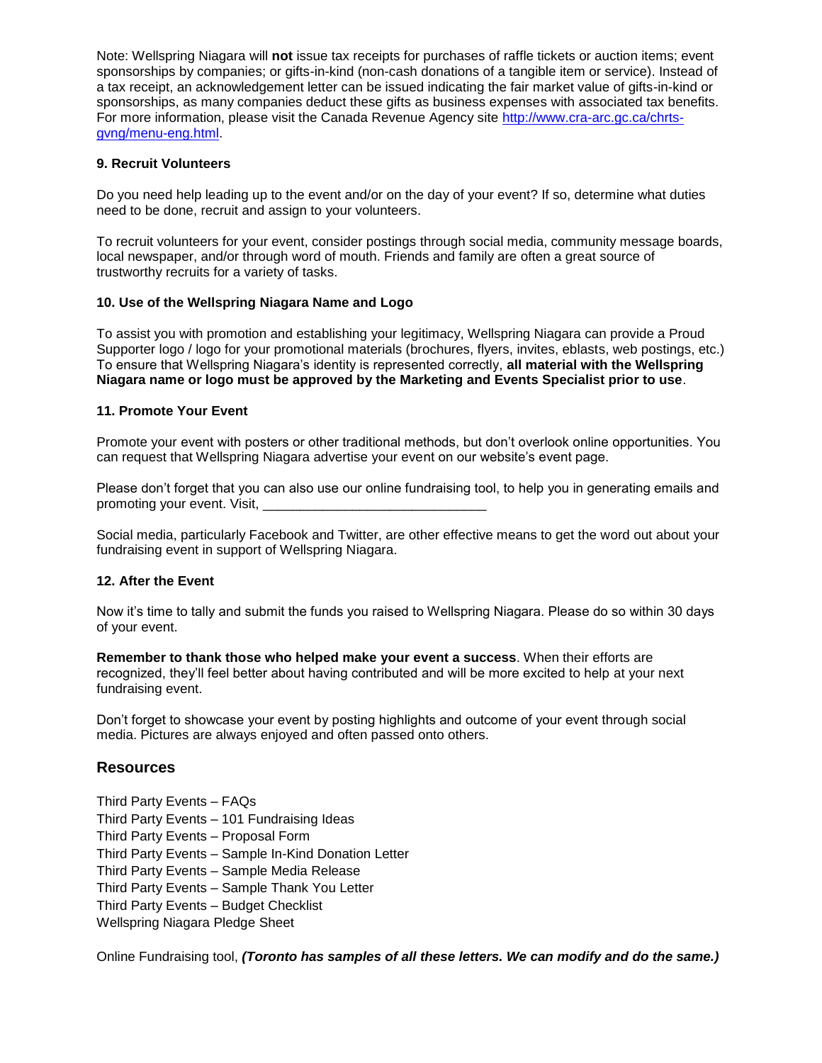Note: Wellspring Niagara will **not** issue tax receipts for purchases of raffle tickets or auction items; event sponsorships by companies; or gifts-in-kind (non-cash donations of a tangible item or service). Instead of a tax receipt, an acknowledgement letter can be issued indicating the fair market value of gifts-in-kind or sponsorships, as many companies deduct these gifts as business expenses with associated tax benefits. For more information, please visit the Canada Revenue Agency site [http://www.cra-arc.gc.ca/chrts-gvng/menu-eng.html](http://www.cra-arc.gc.ca/chrts-gvng/menu-eng.html).

**9. Recruit Volunteers**

Do you need help leading up to the event and/or on the day of your event? If so, determine what duties need to be done, recruit and assign to your volunteers.

To recruit volunteers for your event, consider postings through social media, community message boards, local newspaper, and/or through word of mouth. Friends and family are often a great source of trustworthy recruits for a variety of tasks.

**10. Use of the Wellspring Niagara Name and Logo**

To assist you with promotion and establishing your legitimacy, Wellspring Niagara can provide a Proud Supporter logo / logo for your promotional materials (brochures, flyers, invites, eblasts, web postings, etc.) To ensure that Wellspring Niagara's identity is represented correctly, **all material with the Wellspring Niagara name or logo must be approved by the Marketing and Events Specialist prior to use**.

**11. Promote Your Event**

Promote your event with posters or other traditional methods, but don't overlook online opportunities. You can request that Wellspring Niagara advertise your event on our website's event page.

Please don't forget that you can also use our online fundraising tool, to help you in generating emails and promoting your event. Visit, ______________________________

Social media, particularly Facebook and Twitter, are other effective means to get the word out about your fundraising event in support of Wellspring Niagara.

**12. After the Event**

Now it's time to tally and submit the funds you raised to Wellspring Niagara. Please do so within 30 days of your event.

**Remember to thank those who helped make your event a success**. When their efforts are recognized, they'll feel better about having contributed and will be more excited to help at your next fundraising event.

Don't forget to showcase your event by posting highlights and outcome of your event through social media. Pictures are always enjoyed and often passed onto others.

## Resources

Third Party Events – FAQs
Third Party Events – 101 Fundraising Ideas
Third Party Events – Proposal Form
Third Party Events – Sample In-Kind Donation Letter
Third Party Events – Sample Media Release
Third Party Events – Sample Thank You Letter
Third Party Events – Budget Checklist
Wellspring Niagara Pledge Sheet

Online Fundraising tool, ***(Toronto has samples of all these letters. We can modify and do the same.)***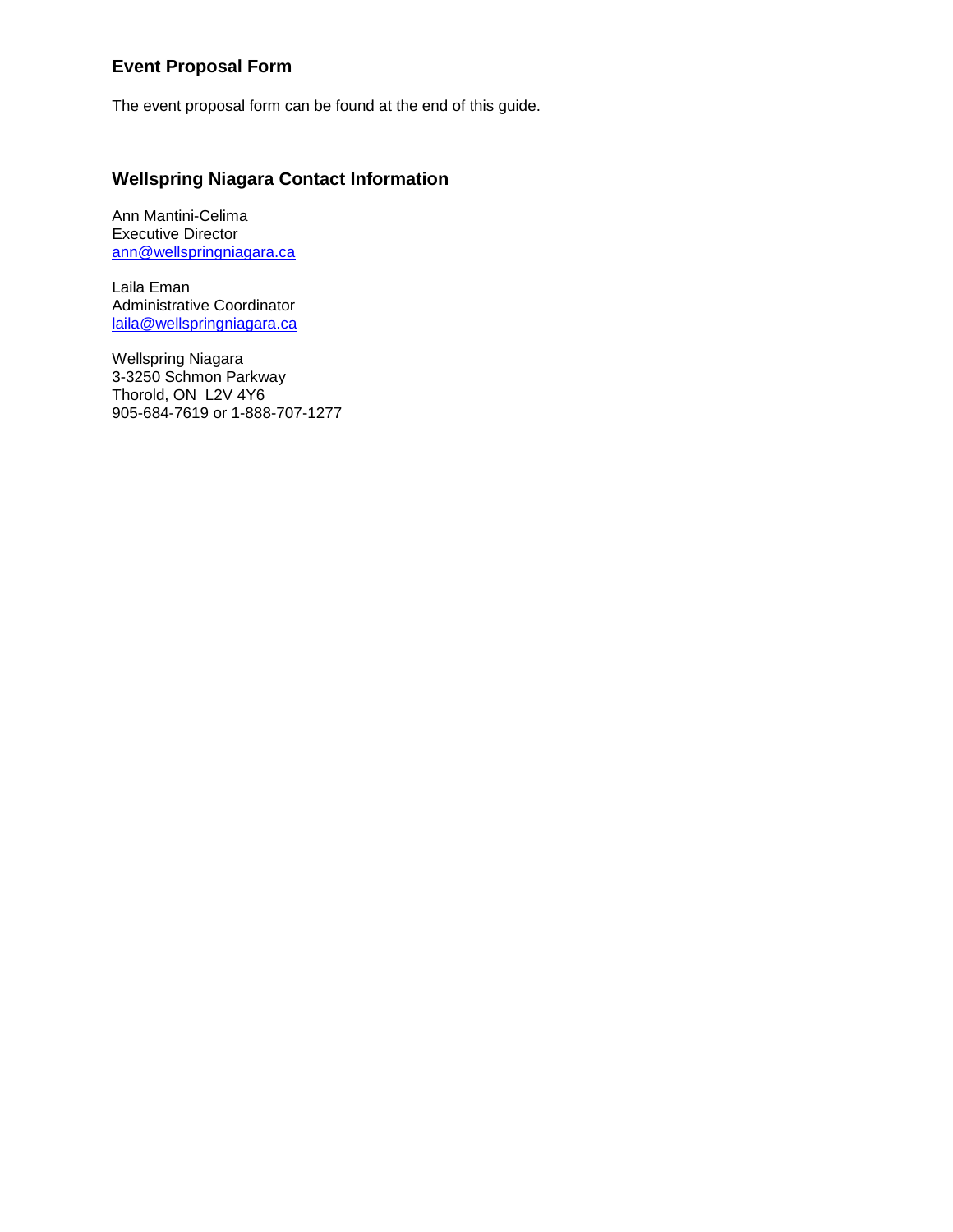## Event Proposal Form

The event proposal form can be found at the end of this guide.

## Wellspring Niagara Contact Information

Ann Mantini-Celima  
Executive Director  
ann@wellspringniagara.ca

Laila Eman  
Administrative Coordinator  
laila@wellspringniagara.ca

Wellspring Niagara  
3-3250 Schmon Parkway  
Thorold, ON  L2V 4Y6  
905-684-7619 or 1-888-707-1277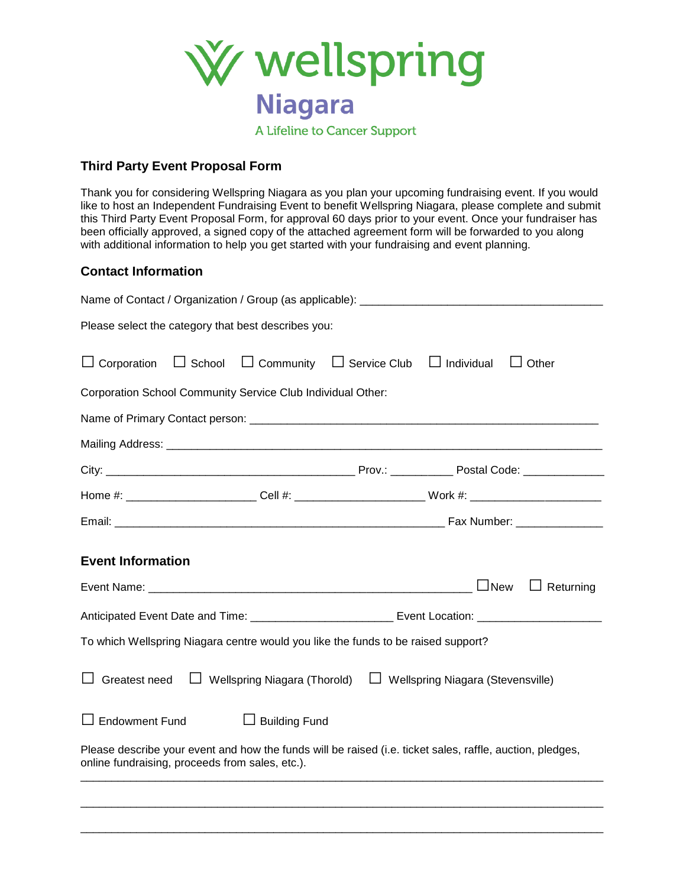wellspring
Niagara
A Lifeline to Cancer Support

### Third Party Event Proposal Form

Thank you for considering Wellspring Niagara as you plan your upcoming fundraising event. If you would like to host an Independent Fundraising Event to benefit Wellspring Niagara, please complete and submit this Third Party Event Proposal Form, for approval 60 days prior to your event. Once your fundraiser has been officially approved, a signed copy of the attached agreement form will be forwarded to you along with additional information to help you get started with your fundraising and event planning.

### Contact Information

Name of Contact / Organization / Group (as applicable): ______________________________________

Please select the category that best describes you:

☐ Corporation ☐ School ☐ Community ☐ Service Club ☐ Individual ☐ Other

Corporation School Community Service Club Individual Other:

Name of Primary Contact person: ________________________________________________________

Mailing Address: ________________________________________________________________________

City: ________________________________________ Prov.: __________ Postal Code: _____________

Home #: _____________________ Cell #: _____________________ Work #: _____________________

Email: _____________________________________________________ Fax Number: ______________

### Event Information

Event Name: ____________________________________________________ ☐New ☐ Returning

Anticipated Event Date and Time: ______________________ Event Location: ___________________

To which Wellspring Niagara centre would you like the funds to be raised support?

☐ Greatest need ☐ Wellspring Niagara (Thorold) ☐ Wellspring Niagara (Stevensville)

☐ Endowment Fund ☐ Building Fund

Please describe your event and how the funds will be raised (i.e. ticket sales, raffle, auction, pledges, online fundraising, proceeds from sales, etc.).

____________________________________________________________________________________

____________________________________________________________________________________

____________________________________________________________________________________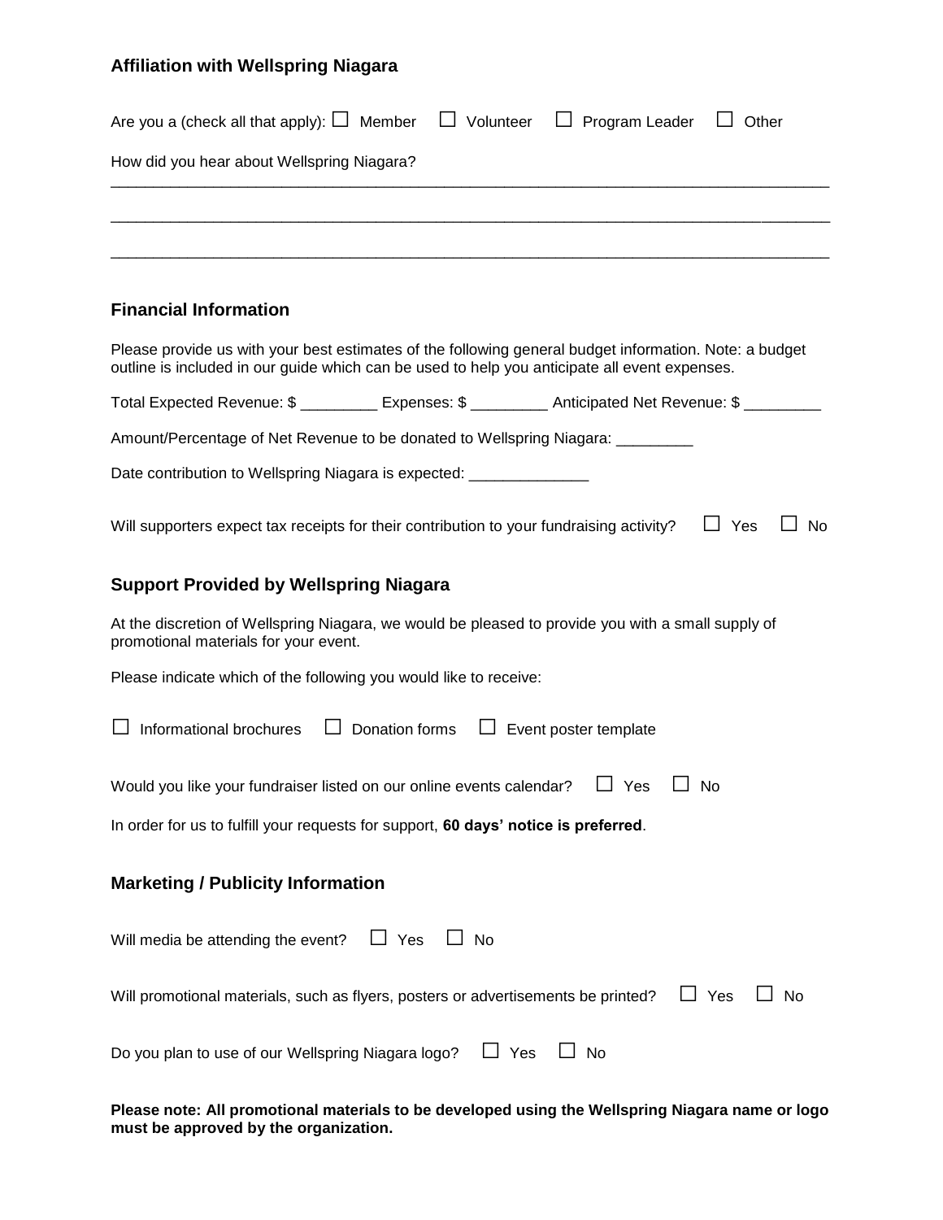## Affiliation with Wellspring Niagara

Are you a (check all that apply): ☐ Member ☐ Volunteer ☐ Program Leader ☐ Other

How did you hear about Wellspring Niagara?

_______________________________________________________________________________

_______________________________________________________________________________

_______________________________________________________________________________

## Financial Information

Please provide us with your best estimates of the following general budget information. Note: a budget outline is included in our guide which can be used to help you anticipate all event expenses.

Total Expected Revenue: $ _________ Expenses: $ _________ Anticipated Net Revenue: $ _________

Amount/Percentage of Net Revenue to be donated to Wellspring Niagara: _________

Date contribution to Wellspring Niagara is expected: ______________

Will supporters expect tax receipts for their contribution to your fundraising activity? ☐ Yes ☐ No

## Support Provided by Wellspring Niagara

At the discretion of Wellspring Niagara, we would be pleased to provide you with a small supply of promotional materials for your event.

Please indicate which of the following you would like to receive:

☐ Informational brochures ☐ Donation forms ☐ Event poster template

Would you like your fundraiser listed on our online events calendar? ☐ Yes ☐ No

In order for us to fulfill your requests for support, **60 days' notice is preferred**.

## Marketing / Publicity Information

Will media be attending the event? ☐ Yes ☐ No

Will promotional materials, such as flyers, posters or advertisements be printed? ☐ Yes ☐ No

Do you plan to use of our Wellspring Niagara logo? ☐ Yes ☐ No

**Please note: All promotional materials to be developed using the Wellspring Niagara name or logo must be approved by the organization.**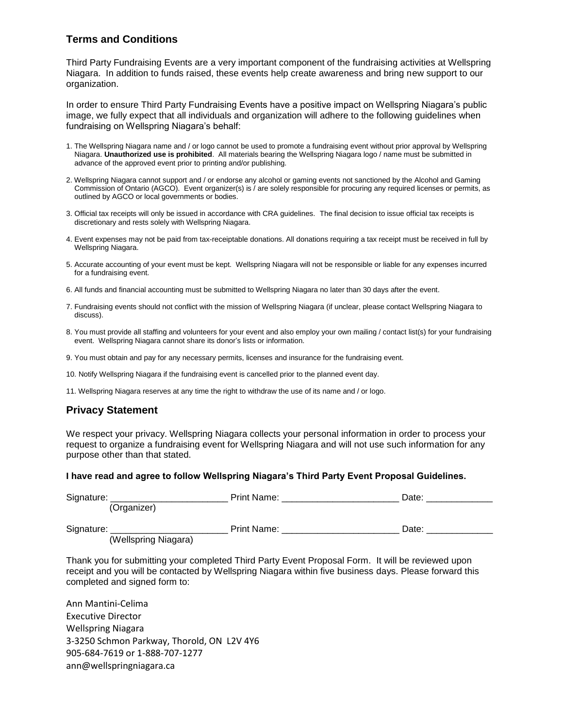## Terms and Conditions

Third Party Fundraising Events are a very important component of the fundraising activities at Wellspring Niagara. In addition to funds raised, these events help create awareness and bring new support to our organization.

In order to ensure Third Party Fundraising Events have a positive impact on Wellspring Niagara's public image, we fully expect that all individuals and organization will adhere to the following guidelines when fundraising on Wellspring Niagara's behalf:

1. The Wellspring Niagara name and / or logo cannot be used to promote a fundraising event without prior approval by Wellspring Niagara. **Unauthorized use is prohibited**. All materials bearing the Wellspring Niagara logo / name must be submitted in advance of the approved event prior to printing and/or publishing.
2. Wellspring Niagara cannot support and / or endorse any alcohol or gaming events not sanctioned by the Alcohol and Gaming Commission of Ontario (AGCO). Event organizer(s) is / are solely responsible for procuring any required licenses or permits, as outlined by AGCO or local governments or bodies.
3. Official tax receipts will only be issued in accordance with CRA guidelines. The final decision to issue official tax receipts is discretionary and rests solely with Wellspring Niagara.
4. Event expenses may not be paid from tax-receiptable donations. All donations requiring a tax receipt must be received in full by Wellspring Niagara.
5. Accurate accounting of your event must be kept. Wellspring Niagara will not be responsible or liable for any expenses incurred for a fundraising event.
6. All funds and financial accounting must be submitted to Wellspring Niagara no later than 30 days after the event.
7. Fundraising events should not conflict with the mission of Wellspring Niagara (if unclear, please contact Wellspring Niagara to discuss).
8. You must provide all staffing and volunteers for your event and also employ your own mailing / contact list(s) for your fundraising event. Wellspring Niagara cannot share its donor's lists or information.
9. You must obtain and pay for any necessary permits, licenses and insurance for the fundraising event.
10. Notify Wellspring Niagara if the fundraising event is cancelled prior to the planned event day.
11. Wellspring Niagara reserves at any time the right to withdraw the use of its name and / or logo.

## Privacy Statement

We respect your privacy. Wellspring Niagara collects your personal information in order to process your request to organize a fundraising event for Wellspring Niagara and will not use such information for any purpose other than that stated.

**I have read and agree to follow Wellspring Niagara's Third Party Event Proposal Guidelines.**

Signature: ______________________ Print Name: ______________________ Date: ____________
(Organizer)

Signature: ______________________ Print Name: ______________________ Date: ____________
(Wellspring Niagara)

Thank you for submitting your completed Third Party Event Proposal Form. It will be reviewed upon receipt and you will be contacted by Wellspring Niagara within five business days. Please forward this completed and signed form to:

Ann Mantini-Celima
Executive Director
Wellspring Niagara
3-3250 Schmon Parkway, Thorold, ON L2V 4Y6
905-684-7619 or 1-888-707-1277
ann@wellspringniagara.ca